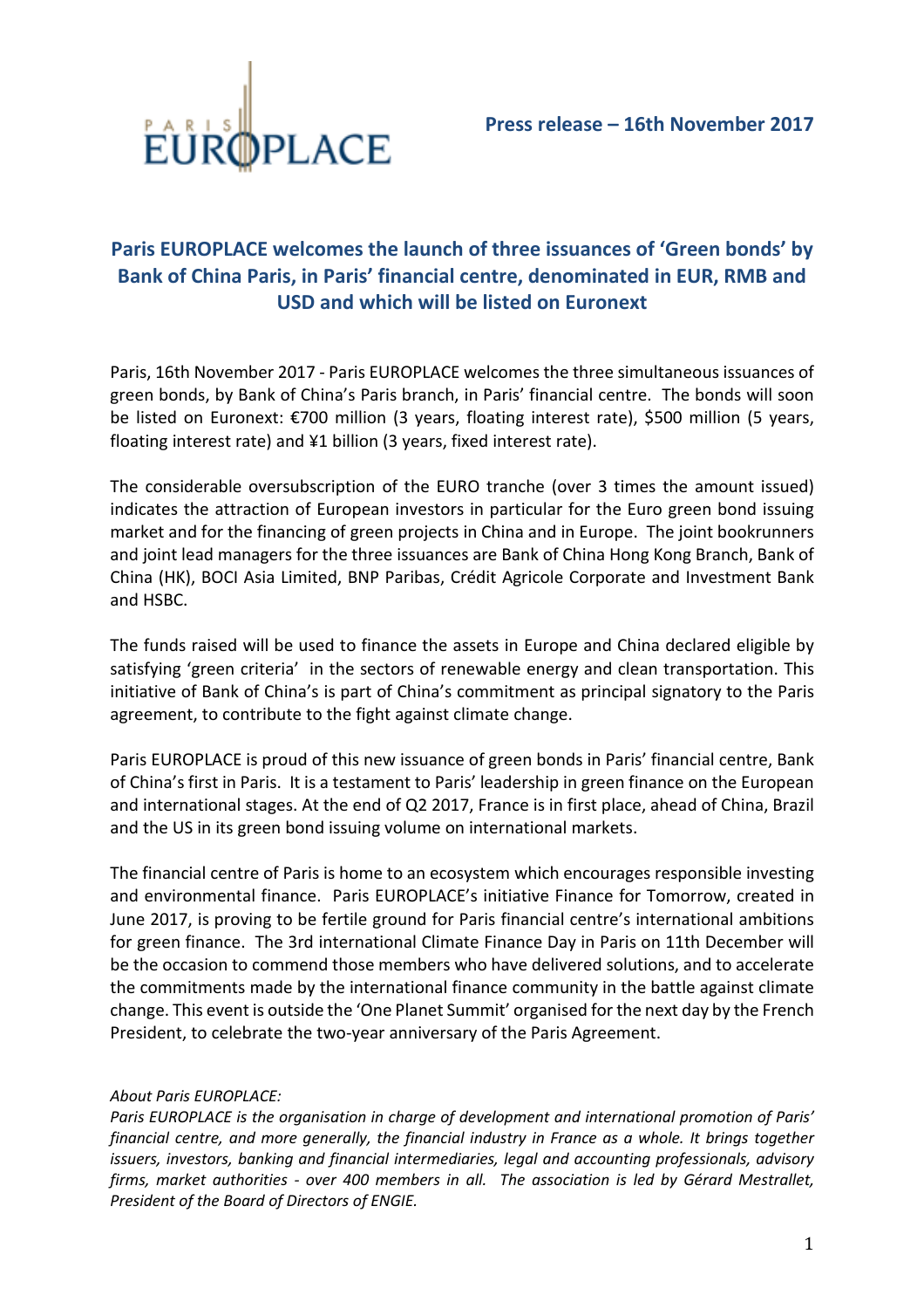PARIS EUROPLACE

**Press release – 16th November 2017**

# Paris EUROPLACE welcomes the launch of three issuances of 'Green bonds' by Bank of China Paris, in Paris' financial centre, denominated in EUR, RMB and USD and which will be listed on Euronext

Paris, 16th November 2017 - Paris EUROPLACE welcomes the three simultaneous issuances of green bonds, by Bank of China's Paris branch, in Paris' financial centre. The bonds will soon be listed on Euronext: €700 million (3 years, floating interest rate), $500 million (5 years, floating interest rate) and ¥1 billion (3 years, fixed interest rate).

The considerable oversubscription of the EURO tranche (over 3 times the amount issued) indicates the attraction of European investors in particular for the Euro green bond issuing market and for the financing of green projects in China and in Europe. The joint bookrunners and joint lead managers for the three issuances are Bank of China Hong Kong Branch, Bank of China (HK), BOCI Asia Limited, BNP Paribas, Crédit Agricole Corporate and Investment Bank and HSBC.

The funds raised will be used to finance the assets in Europe and China declared eligible by satisfying 'green criteria' in the sectors of renewable energy and clean transportation. This initiative of Bank of China's is part of China's commitment as principal signatory to the Paris agreement, to contribute to the fight against climate change.

Paris EUROPLACE is proud of this new issuance of green bonds in Paris' financial centre, Bank of China's first in Paris. It is a testament to Paris' leadership in green finance on the European and international stages. At the end of Q2 2017, France is in first place, ahead of China, Brazil and the US in its green bond issuing volume on international markets.

The financial centre of Paris is home to an ecosystem which encourages responsible investing and environmental finance. Paris EUROPLACE's initiative Finance for Tomorrow, created in June 2017, is proving to be fertile ground for Paris financial centre's international ambitions for green finance. The 3rd international Climate Finance Day in Paris on 11th December will be the occasion to commend those members who have delivered solutions, and to accelerate the commitments made by the international finance community in the battle against climate change. This event is outside the 'One Planet Summit' organised for the next day by the French President, to celebrate the two-year anniversary of the Paris Agreement.

*About Paris EUROPLACE:*

*Paris EUROPLACE is the organisation in charge of development and international promotion of Paris' financial centre, and more generally, the financial industry in France as a whole. It brings together issuers, investors, banking and financial intermediaries, legal and accounting professionals, advisory firms, market authorities - over 400 members in all. The association is led by Gérard Mestrallet, President of the Board of Directors of ENGIE.*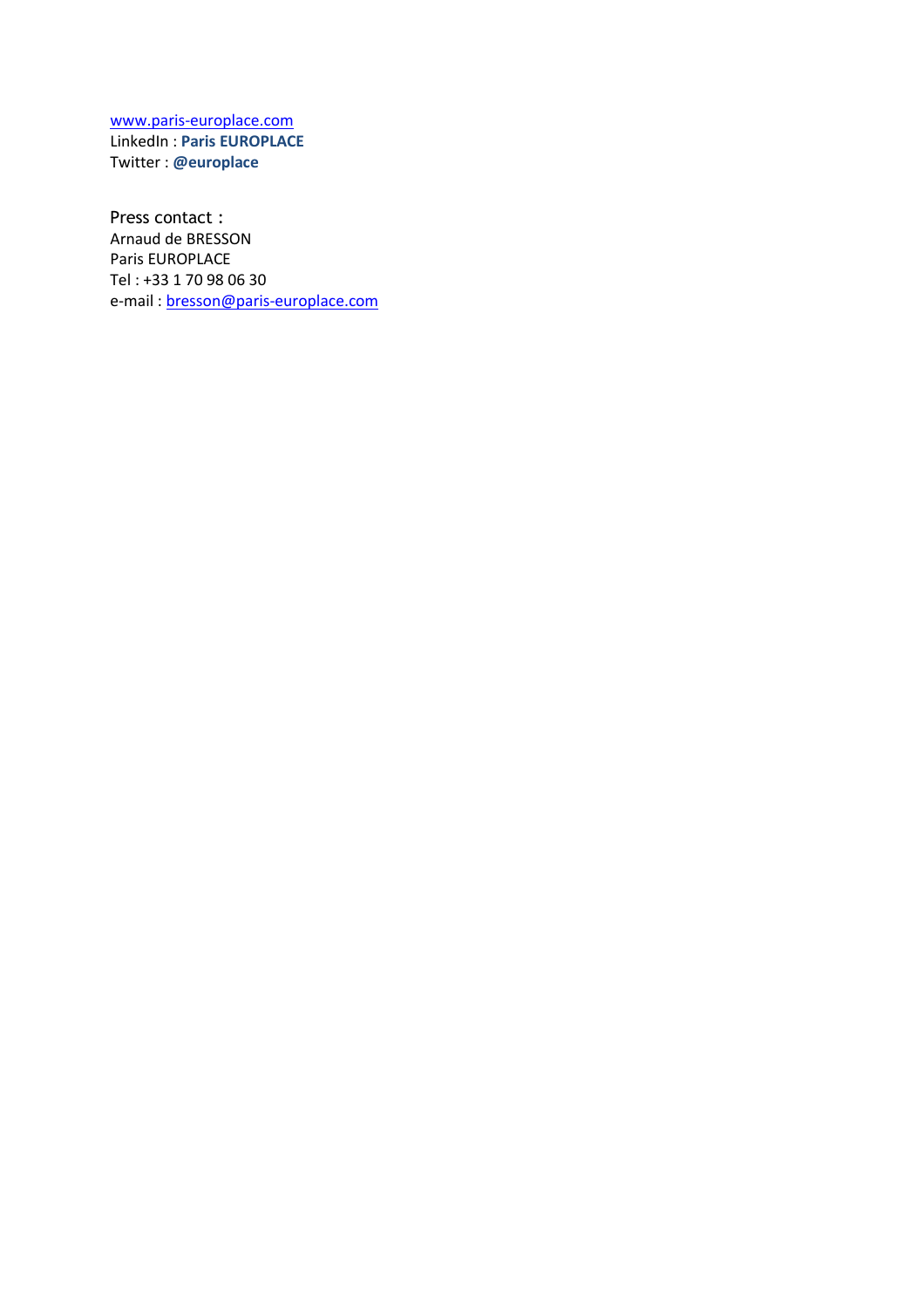www.paris-europlace.com
LinkedIn : **Paris EUROPLACE**
Twitter : **@europlace**

Press contact :
Arnaud de BRESSON
Paris EUROPLACE
Tel : +33 1 70 98 06 30
e-mail : bresson@paris-europlace.com